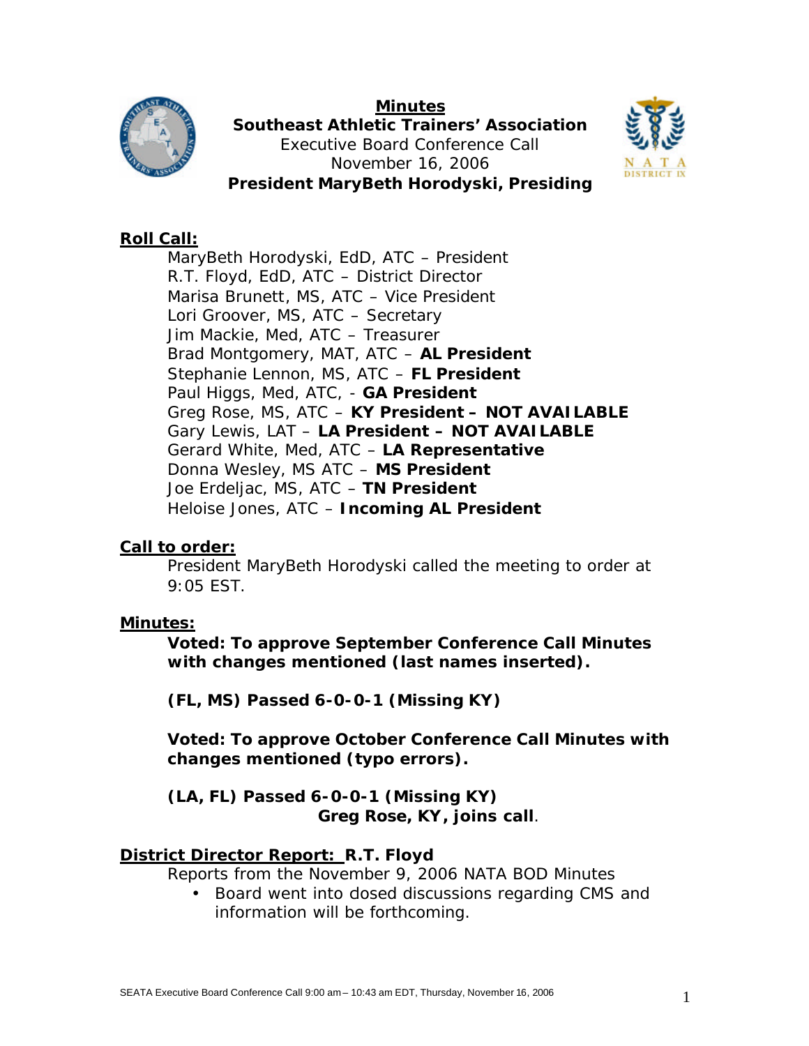**Minutes**

**Southeast Athletic Trainers' Association**

Executive Board Conference Call

November 16, 2006

**President MaryBeth Horodyski, Presiding**

## Roll Call:

MaryBeth Horodyski, EdD, ATC – President
R.T. Floyd, EdD, ATC – District Director
Marisa Brunett, MS, ATC – Vice President
Lori Groover, MS, ATC – Secretary
Jim Mackie, Med, ATC – Treasurer
Brad Montgomery, MAT, ATC – **AL President**
Stephanie Lennon, MS, ATC – **FL President**
Paul Higgs, Med, ATC, - **GA President**
Greg Rose, MS, ATC – **KY President – NOT AVAILABLE**
Gary Lewis, LAT – **LA President – NOT AVAILABLE**
Gerard White, Med, ATC – **LA Representative**
Donna Wesley, MS ATC – **MS President**
Joe Erdeljac, MS, ATC – **TN President**
Heloise Jones, ATC – **Incoming AL President**

## Call to order:

President MaryBeth Horodyski called the meeting to order at 9:05 EST.

## Minutes:

**Voted: To approve September Conference Call Minutes with changes mentioned (last names inserted).**

**(FL, MS) Passed 6-0-0-1 (Missing KY)**

**Voted: To approve October Conference Call Minutes with changes mentioned (typo errors).**

**(LA, FL) Passed 6-0-0-1 (Missing KY)**

**Greg Rose, KY, joins call**.

## District Director Report: R.T. Floyd

Reports from the November 9, 2006 NATA BOD Minutes

- Board went into dosed discussions regarding CMS and information will be forthcoming.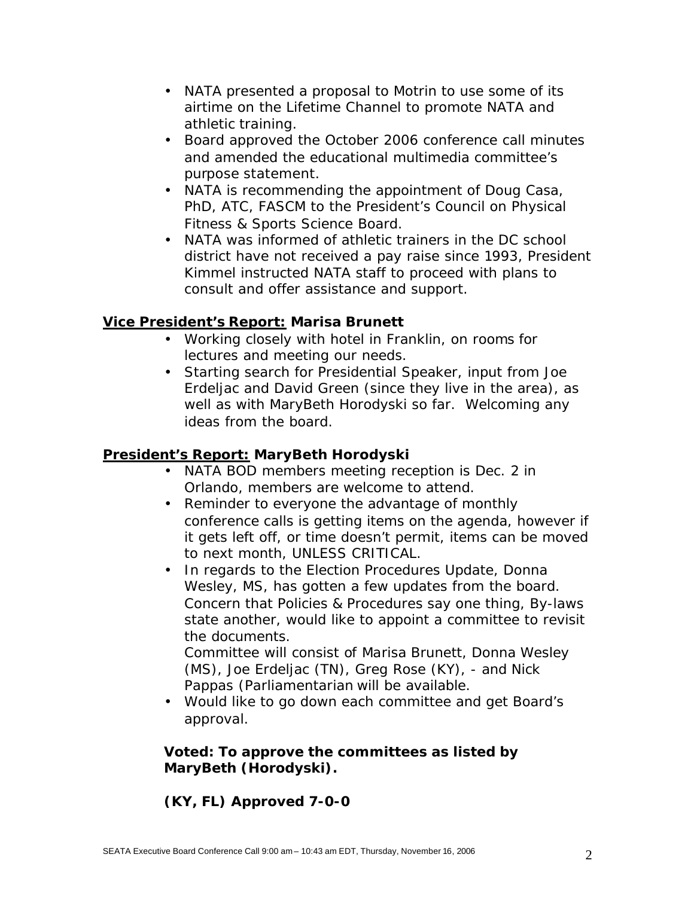- NATA presented a proposal to Motrin to use some of its airtime on the Lifetime Channel to promote NATA and athletic training.
- Board approved the October 2006 conference call minutes and amended the educational multimedia committee's purpose statement.
- NATA is recommending the appointment of Doug Casa, PhD, ATC, FASCM to the President's Council on Physical Fitness & Sports Science Board.
- NATA was informed of athletic trainers in the DC school district have not received a pay raise since 1993, President Kimmel instructed NATA staff to proceed with plans to consult and offer assistance and support.

**<u>Vice President's Report:</u> Marisa Brunett**

- Working closely with hotel in Franklin, on rooms for lectures and meeting our needs.
- Starting search for Presidential Speaker, input from Joe Erdeljac and David Green (since they live in the area), as well as with MaryBeth Horodyski so far. Welcoming any ideas from the board.

**<u>President's Report:</u> MaryBeth Horodyski**

- NATA BOD members meeting reception is Dec. 2 in Orlando, members are welcome to attend.
- Reminder to everyone the advantage of monthly conference calls is getting items on the agenda, however if it gets left off, or time doesn't permit, items can be moved to next month, UNLESS CRITICAL.
- In regards to the Election Procedures Update, Donna Wesley, MS, has gotten a few updates from the board. Concern that Policies & Procedures say one thing, By-laws state another, would like to appoint a committee to revisit the documents.

  Committee will consist of Marisa Brunett, Donna Wesley (MS), Joe Erdeljac (TN), Greg Rose (KY), - and Nick Pappas (Parliamentarian will be available.
- Would like to go down each committee and get Board's approval.

**Voted: To approve the committees as listed by MaryBeth (Horodyski).**

**(KY, FL) Approved 7-0-0**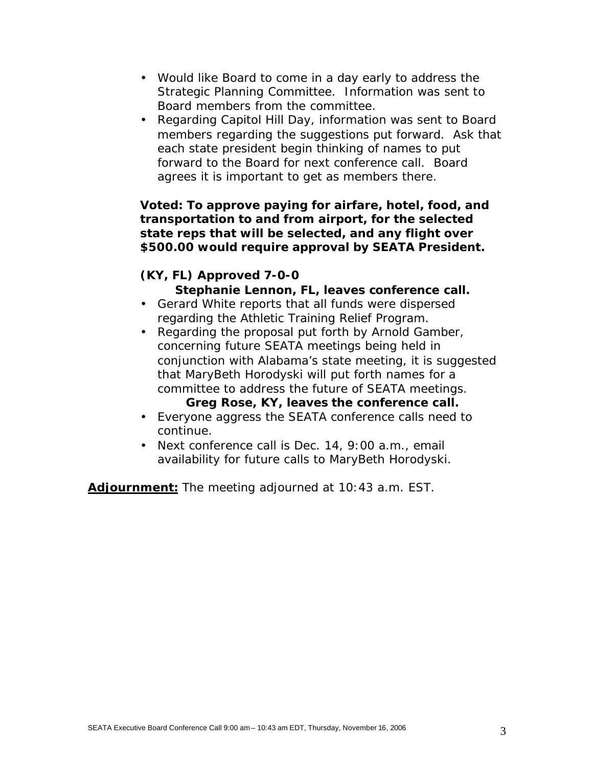- Would like Board to come in a day early to address the Strategic Planning Committee. Information was sent to Board members from the committee.
- Regarding Capitol Hill Day, information was sent to Board members regarding the suggestions put forward. Ask that each state president begin thinking of names to put forward to the Board for next conference call. Board agrees it is important to get as members there.

**Voted: To approve paying for airfare, hotel, food, and transportation to and from airport, for the selected state reps that will be selected, and any flight over $500.00 would require approval by SEATA President.**

**(KY, FL) Approved 7-0-0**

**Stephanie Lennon, FL, leaves conference call.**

- Gerard White reports that all funds were dispersed regarding the Athletic Training Relief Program.
- Regarding the proposal put forth by Arnold Gamber, concerning future SEATA meetings being held in conjunction with Alabama's state meeting, it is suggested that MaryBeth Horodyski will put forth names for a committee to address the future of SEATA meetings.

**Greg Rose, KY, leaves the conference call.**

- Everyone aggress the SEATA conference calls need to continue.
- Next conference call is Dec. 14, 9:00 a.m., email availability for future calls to MaryBeth Horodyski.

**Adjournment:** The meeting adjourned at 10:43 a.m. EST.